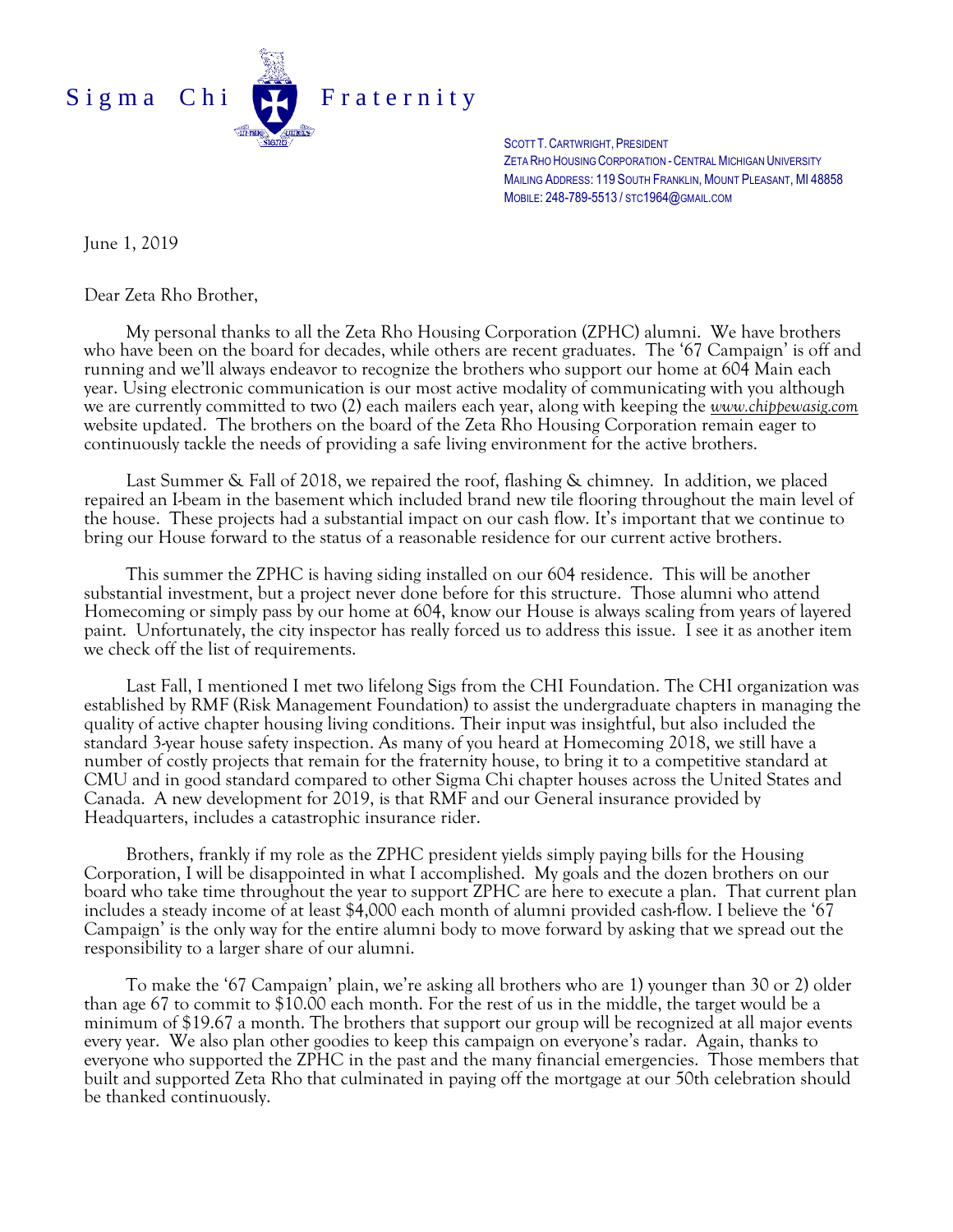Sigma Chi Fraternity

SCOTT T. CARTWRIGHT, PRESIDENT
ZETA RHO HOUSING CORPORATION - CENTRAL MICHIGAN UNIVERSITY
MAILING ADDRESS: 119 SOUTH FRANKLIN, MOUNT PLEASANT, MI 48858
MOBILE: 248-789-5513 / STC1964@GMAIL.COM

June 1, 2019

Dear Zeta Rho Brother,

My personal thanks to all the Zeta Rho Housing Corporation (ZPHC) alumni. We have brothers who have been on the board for decades, while others are recent graduates. The '67 Campaign' is off and running and we'll always endeavor to recognize the brothers who support our home at 604 Main each year. Using electronic communication is our most active modality of communicating with you although we are currently committed to two (2) each mailers each year, along with keeping the *www.chippewasig.com* website updated. The brothers on the board of the Zeta Rho Housing Corporation remain eager to continuously tackle the needs of providing a safe living environment for the active brothers.

Last Summer & Fall of 2018, we repaired the roof, flashing & chimney. In addition, we placed repaired an I-beam in the basement which included brand new tile flooring throughout the main level of the house. These projects had a substantial impact on our cash flow. It's important that we continue to bring our House forward to the status of a reasonable residence for our current active brothers.

This summer the ZPHC is having siding installed on our 604 residence. This will be another substantial investment, but a project never done before for this structure. Those alumni who attend Homecoming or simply pass by our home at 604, know our House is always scaling from years of layered paint. Unfortunately, the city inspector has really forced us to address this issue. I see it as another item we check off the list of requirements.

Last Fall, I mentioned I met two lifelong Sigs from the CHI Foundation. The CHI organization was established by RMF (Risk Management Foundation) to assist the undergraduate chapters in managing the quality of active chapter housing living conditions. Their input was insightful, but also included the standard 3-year house safety inspection. As many of you heard at Homecoming 2018, we still have a number of costly projects that remain for the fraternity house, to bring it to a competitive standard at CMU and in good standard compared to other Sigma Chi chapter houses across the United States and Canada. A new development for 2019, is that RMF and our General insurance provided by Headquarters, includes a catastrophic insurance rider.

Brothers, frankly if my role as the ZPHC president yields simply paying bills for the Housing Corporation, I will be disappointed in what I accomplished. My goals and the dozen brothers on our board who take time throughout the year to support ZPHC are here to execute a plan. That current plan includes a steady income of at least $4,000 each month of alumni provided cash-flow. I believe the '67 Campaign' is the only way for the entire alumni body to move forward by asking that we spread out the responsibility to a larger share of our alumni.

To make the '67 Campaign' plain, we're asking all brothers who are 1) younger than 30 or 2) older than age 67 to commit to $10.00 each month. For the rest of us in the middle, the target would be a minimum of $19.67 a month. The brothers that support our group will be recognized at all major events every year. We also plan other goodies to keep this campaign on everyone's radar. Again, thanks to everyone who supported the ZPHC in the past and the many financial emergencies. Those members that built and supported Zeta Rho that culminated in paying off the mortgage at our 50th celebration should be thanked continuously.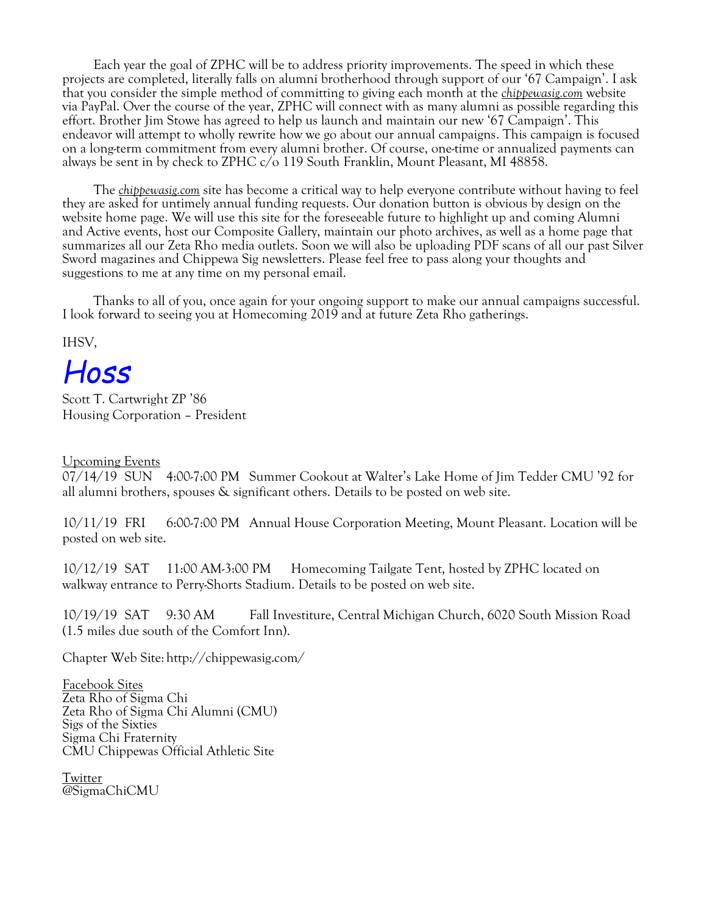Each year the goal of ZPHC will be to address priority improvements. The speed in which these projects are completed, literally falls on alumni brotherhood through support of our '67 Campaign'. I ask that you consider the simple method of committing to giving each month at the *chippewasig.com* website via PayPal. Over the course of the year, ZPHC will connect with as many alumni as possible regarding this effort. Brother Jim Stowe has agreed to help us launch and maintain our new '67 Campaign'. This endeavor will attempt to wholly rewrite how we go about our annual campaigns. This campaign is focused on a long-term commitment from every alumni brother. Of course, one-time or annualized payments can always be sent in by check to ZPHC c/o 119 South Franklin, Mount Pleasant, MI 48858.

The *chippewasig.com* site has become a critical way to help everyone contribute without having to feel they are asked for untimely annual funding requests. Our donation button is obvious by design on the website home page. We will use this site for the foreseeable future to highlight up and coming Alumni and Active events, host our Composite Gallery, maintain our photo archives, as well as a home page that summarizes all our Zeta Rho media outlets. Soon we will also be uploading PDF scans of all our past Silver Sword magazines and Chippewa Sig newsletters. Please feel free to pass along your thoughts and suggestions to me at any time on my personal email.

Thanks to all of you, once again for your ongoing support to make our annual campaigns successful. I look forward to seeing you at Homecoming 2019 and at future Zeta Rho gatherings.

IHSV,

*Hoss*

Scott T. Cartwright ZP '86
Housing Corporation – President

Upcoming Events

07/14/19 SUN 4:00-7:00 PM Summer Cookout at Walter's Lake Home of Jim Tedder CMU '92 for all alumni brothers, spouses & significant others. Details to be posted on web site.

10/11/19 FRI 6:00-7:00 PM Annual House Corporation Meeting, Mount Pleasant. Location will be posted on web site.

10/12/19 SAT 11:00 AM-3:00 PM Homecoming Tailgate Tent, hosted by ZPHC located on walkway entrance to Perry-Shorts Stadium. Details to be posted on web site.

10/19/19 SAT 9:30 AM Fall Investiture, Central Michigan Church, 6020 South Mission Road (1.5 miles due south of the Comfort Inn).

Chapter Web Site: http://chippewasig.com/

Facebook Sites
Zeta Rho of Sigma Chi
Zeta Rho of Sigma Chi Alumni (CMU)
Sigs of the Sixties
Sigma Chi Fraternity
CMU Chippewas Official Athletic Site

Twitter
@SigmaChiCMU